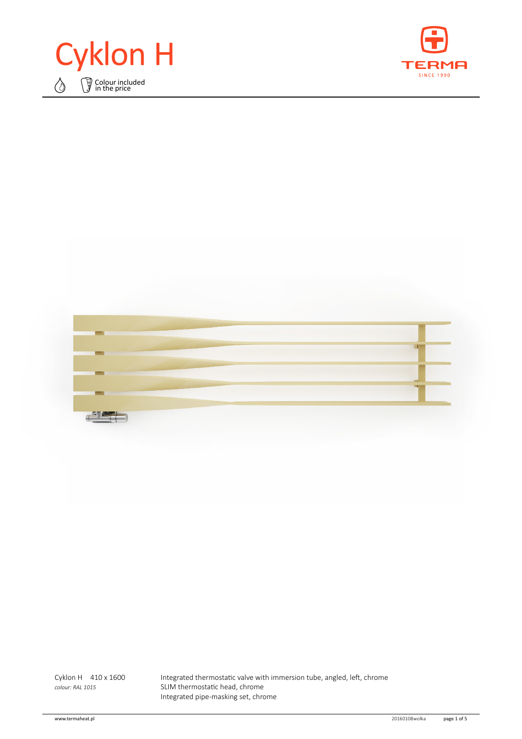# Cyklon H

Colour included in the price

TERMA
SINCE 1990

Cyklon H 410 x 1600
*colour: RAL 1015*

Integrated thermostatic valve with immersion tube, angled, left, chrome
SLIM thermostatic head, chrome
Integrated pipe-masking set, chrome

www.termaheat.pl

20160108wolka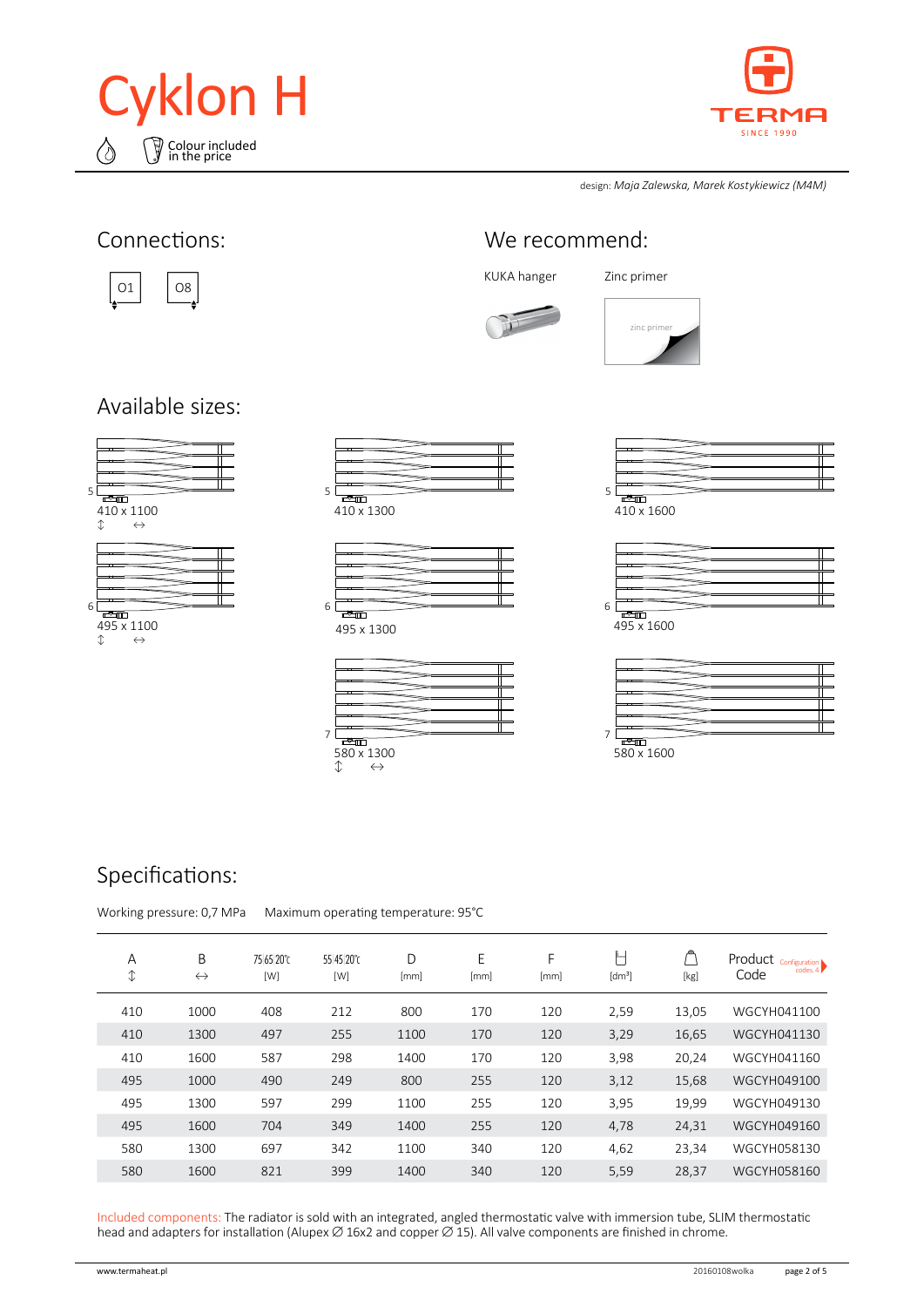# Cyklon H

Colour included in the price

design: *Maja Zalewska, Marek Kostykiewicz (M4M)*

## Connections:

01 08

## We recommend:

KUKA hanger

Zinc primer

## Available sizes:

5 — 410 x 1100

5 — 410 x 1300

5 — 410 x 1600

6 — 495 x 1100

6 — 495 x 1300

6 — 495 x 1600

7 — 580 x 1300

7 — 580 x 1600

## Specifications:

Working pressure: 0,7 MPa    Maximum operating temperature: 95°C

| A ↕ | B ↔ | 75/65/20°C [W] | 55/45/20°C [W] | D [mm] | E [mm] | F [mm] | [dm³] | [kg] | Product Code |
|---|---|---|---|---|---|---|---|---|---|
| 410 | 1000 | 408 | 212 | 800 | 170 | 120 | 2,59 | 13,05 | WGCYH041100 |
| 410 | 1300 | 497 | 255 | 1100 | 170 | 120 | 3,29 | 16,65 | WGCYH041130 |
| 410 | 1600 | 587 | 298 | 1400 | 170 | 120 | 3,98 | 20,24 | WGCYH041160 |
| 495 | 1000 | 490 | 249 | 800 | 255 | 120 | 3,12 | 15,68 | WGCYH049100 |
| 495 | 1300 | 597 | 299 | 1100 | 255 | 120 | 3,95 | 19,99 | WGCYH049130 |
| 495 | 1600 | 704 | 349 | 1400 | 255 | 120 | 4,78 | 24,31 | WGCYH049160 |
| 580 | 1300 | 697 | 342 | 1100 | 340 | 120 | 4,62 | 23,34 | WGCYH058130 |
| 580 | 1600 | 821 | 399 | 1400 | 340 | 120 | 5,59 | 28,37 | WGCYH058160 |

Included components: The radiator is sold with an integrated, angled thermostatic valve with immersion tube, SLIM thermostatic head and adapters for installation (Alupex ∅ 16x2 and copper ∅ 15). All valve components are finished in chrome.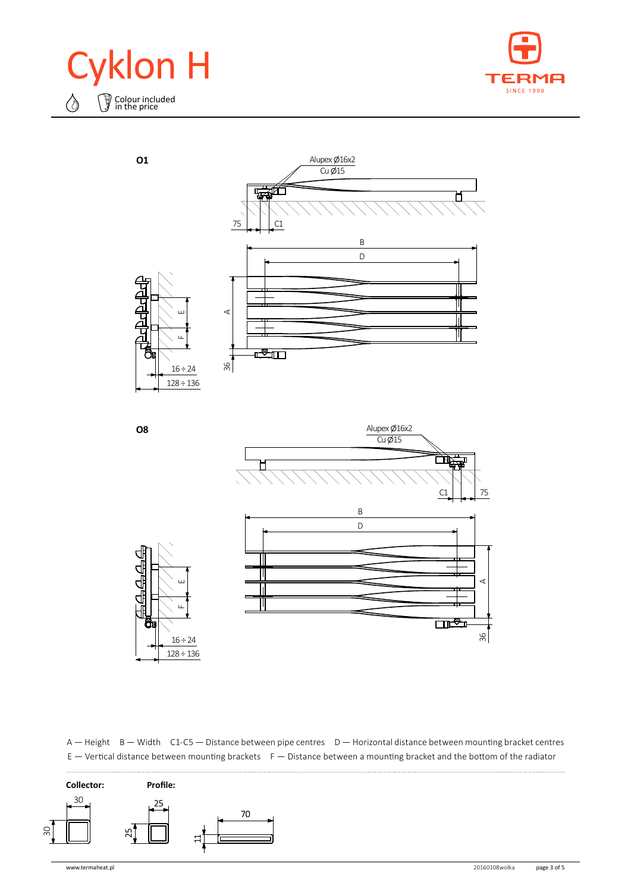# Cyklon H

Colour included in the price

**O1**

Alupex Ø16x2
Cu Ø15

75 C1

B
D
A
E
F
36
16 ÷ 24
128 ÷ 136

**O8**

Alupex Ø16x2
Cu Ø15

C1 75

B
D
A
E
F
36
16 ÷ 24
128 ÷ 136

A — Height B — Width C1-C5 — Distance between pipe centres D — Horizontal distance between mounting bracket centres
E — Vertical distance between mounting brackets F — Distance between a mounting bracket and the bottom of the radiator

**Collector:**

30 x 30

**Profile:**

25 x 25

70 x 11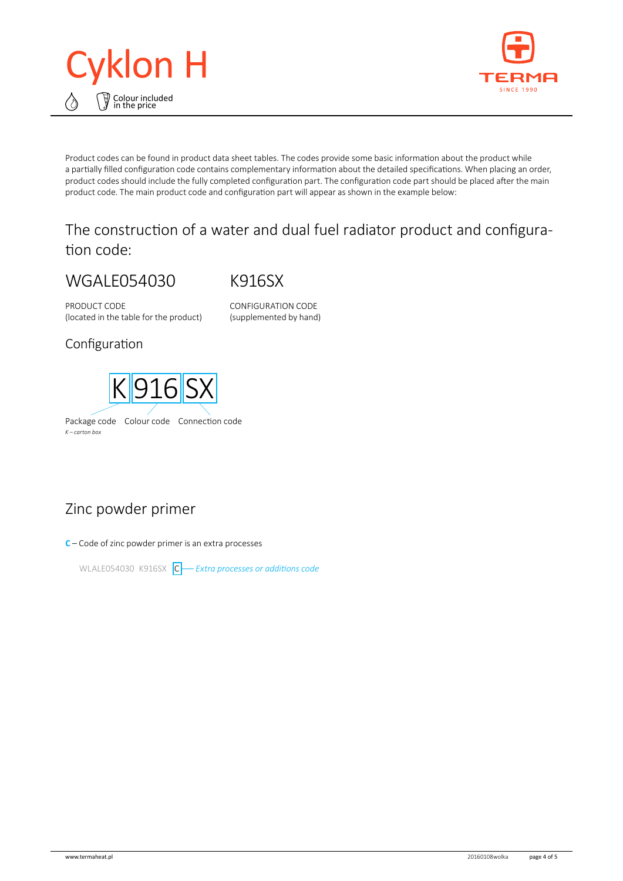# Cyklon H

Colour included in the price

Product codes can be found in product data sheet tables. The codes provide some basic information about the product while a partially filled configuration code contains complementary information about the detailed specifications. When placing an order, product codes should include the fully completed configuration part. The configuration code part should be placed after the main product code. The main product code and configuration part will appear as shown in the example below:

## The construction of a water and dual fuel radiator product and configuration code:

| WGALE054030 | K916SX |
| --- | --- |
| PRODUCT CODE (located in the table for the product) | CONFIGURATION CODE (supplemented by hand) |

### Configuration

K | 916 | SX

Package code — Colour code — Connection code

*K – carton box*

## Zinc powder primer

**C** – Code of zinc powder primer is an extra processes

WLALE054030 K916SX C — *Extra processes or additions code*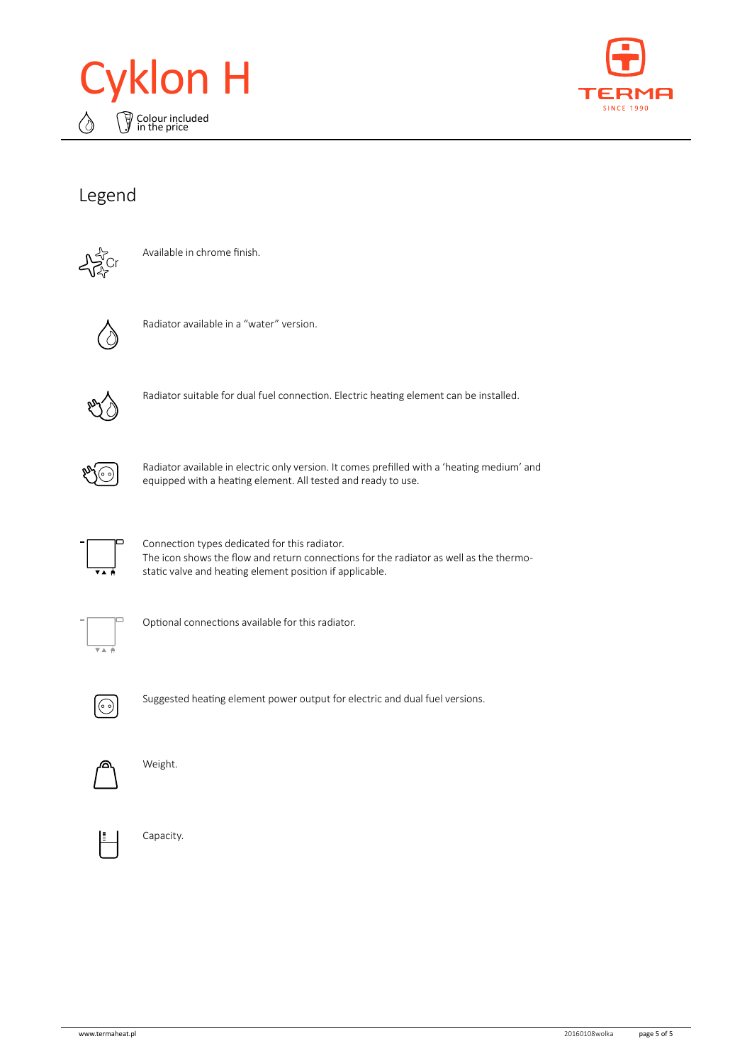# Cyklon H

Colour included in the price

## Legend

Available in chrome finish.

Radiator available in a "water" version.

Radiator suitable for dual fuel connection. Electric heating element can be installed.

Radiator available in electric only version. It comes prefilled with a 'heating medium' and equipped with a heating element. All tested and ready to use.

Connection types dedicated for this radiator.
The icon shows the flow and return connections for the radiator as well as the thermo­static valve and heating element position if applicable.

Optional connections available for this radiator.

Suggested heating element power output for electric and dual fuel versions.

Weight.

Capacity.